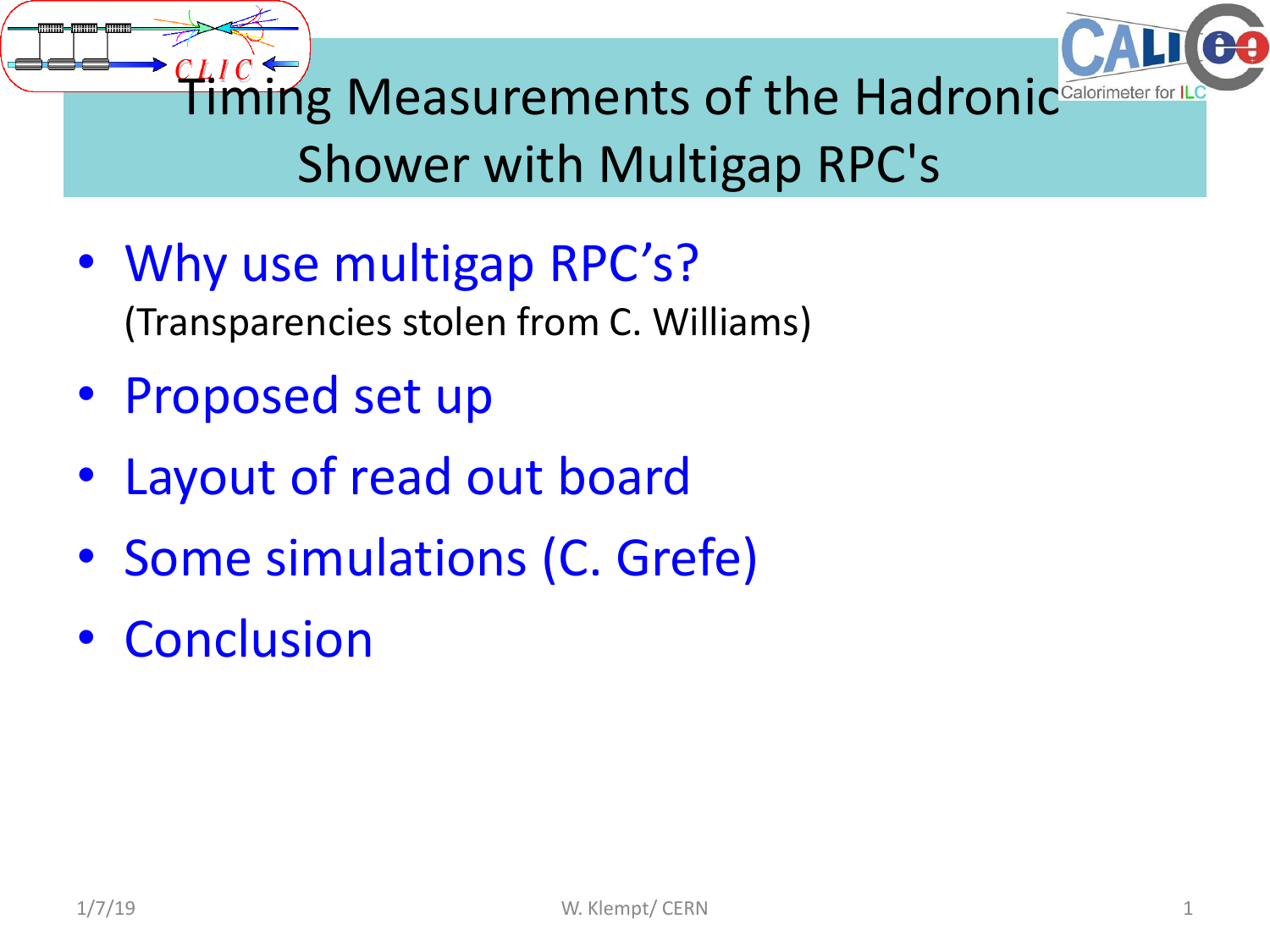# Timing Measurements of the Hadronic Shower with Multigap RPC's

- Why use multigap RPC's?
  (Transparencies stolen from C. Williams)
- Proposed set up
- Layout of read out board
- Some simulations (C. Grefe)
- Conclusion

1/7/19 W. Klempt/ CERN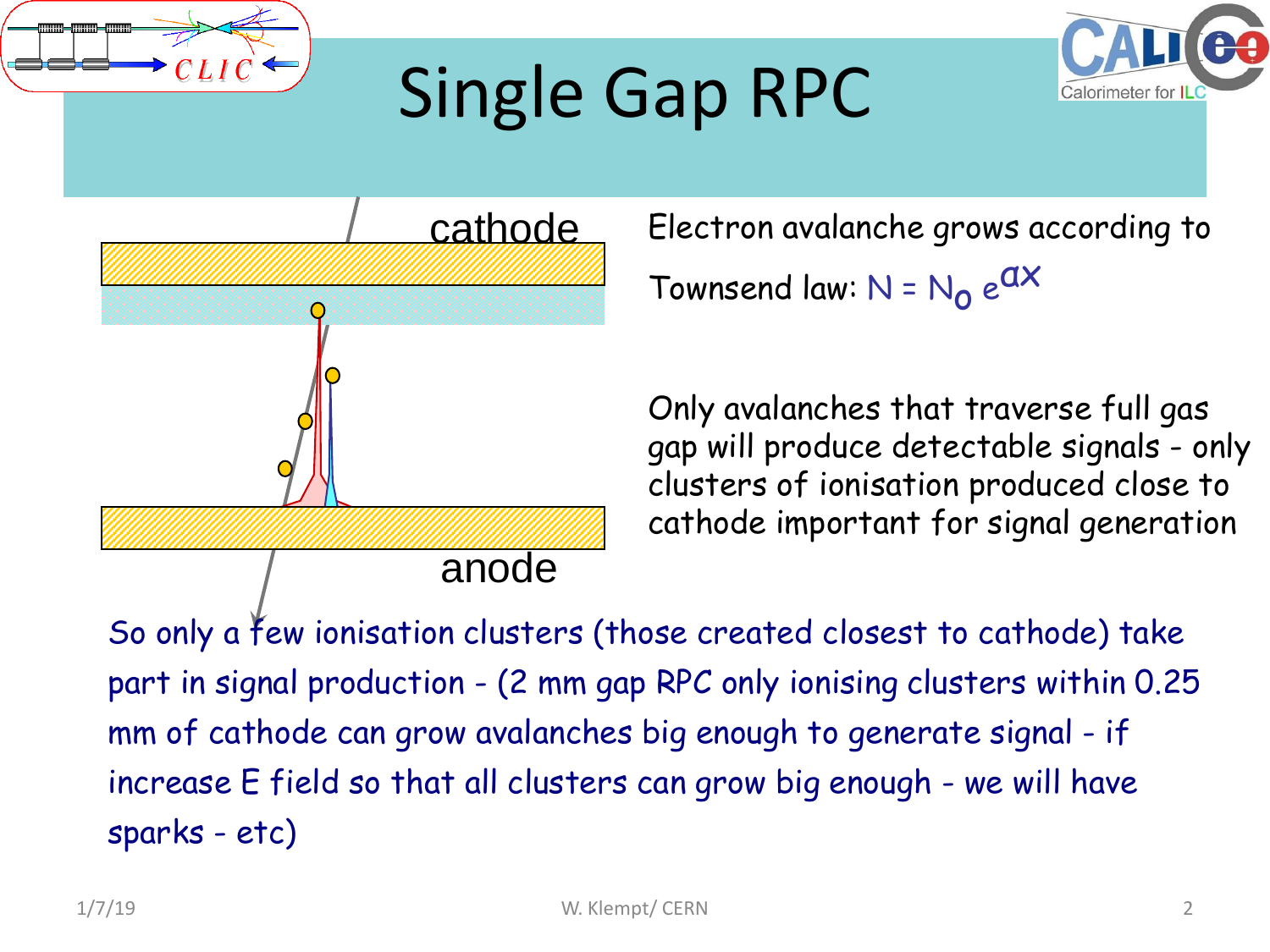# Single Gap RPC

cathode

anode

Electron avalanche grows according to Townsend law: $N = N_0 e^{ax}$

Only avalanches that traverse full gas gap will produce detectable signals - only clusters of ionisation produced close to cathode important for signal generation

So only a few ionisation clusters (those created closest to cathode) take part in signal production - (2 mm gap RPC only ionising clusters within 0.25 mm of cathode can grow avalanches big enough to generate signal - if increase E field so that all clusters can grow big enough - we will have sparks - etc)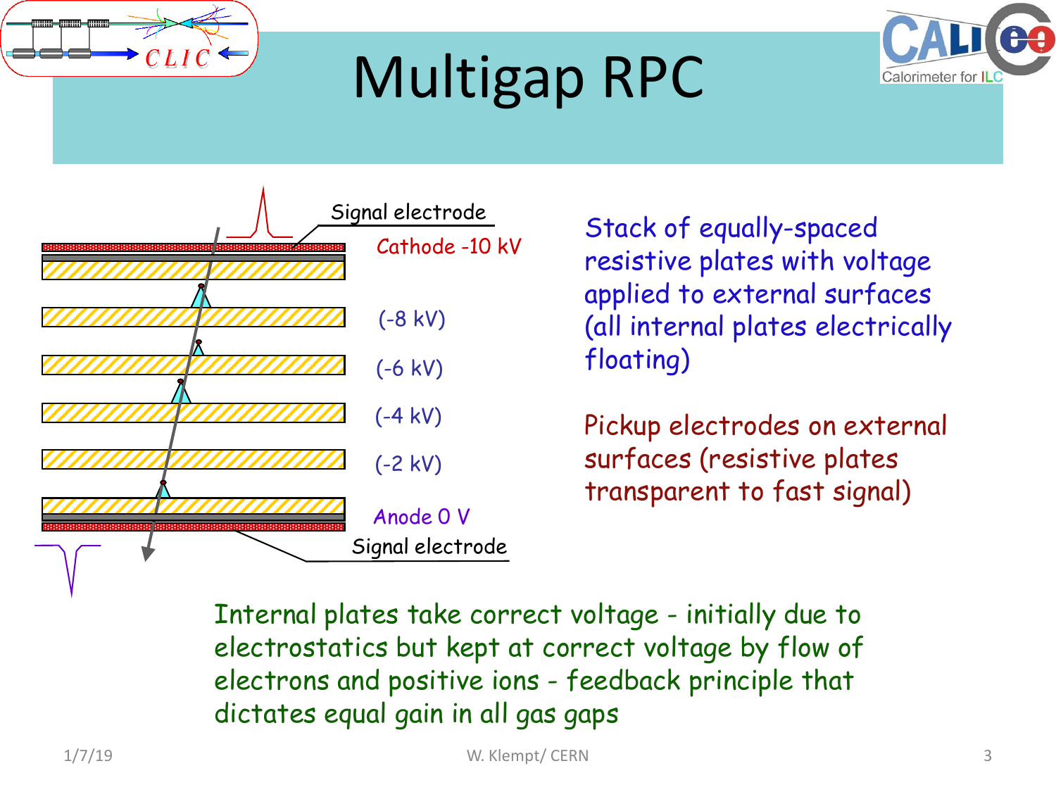# Multigap RPC

Signal electrode

Cathode -10 kV

(-8 kV)

(-6 kV)

(-4 kV)

(-2 kV)

Anode 0 V

Signal electrode

Stack of equally-spaced resistive plates with voltage applied to external surfaces (all internal plates electrically floating)

Pickup electrodes on external surfaces (resistive plates transparent to fast signal)

Internal plates take correct voltage - initially due to electrostatics but kept at correct voltage by flow of electrons and positive ions - feedback principle that dictates equal gain in all gas gaps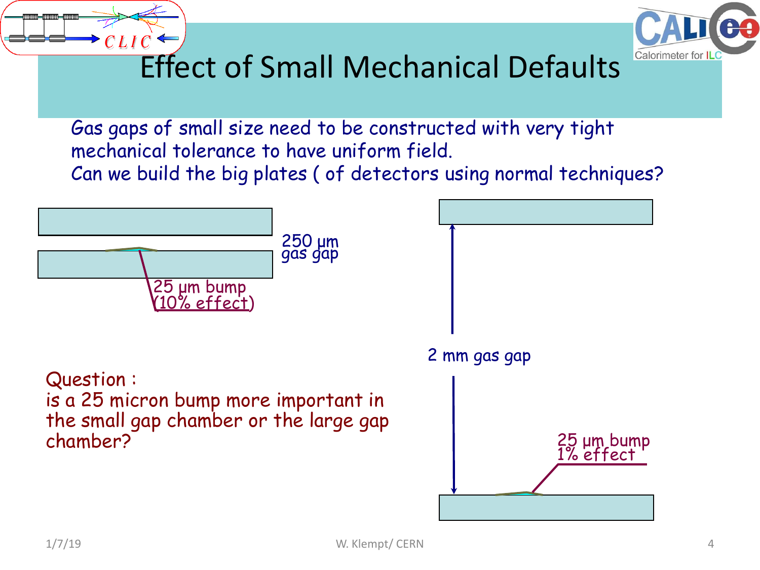# Effect of Small Mechanical Defaults

Gas gaps of small size need to be constructed with very tight mechanical tolerance to have uniform field.
Can we build the big plates ( of detectors using normal techniques?

250 µm gas gap

25 µm bump (10% effect)

2 mm gas gap

25 µm bump 1% effect

Question :
is a 25 micron bump more important in the small gap chamber or the large gap chamber?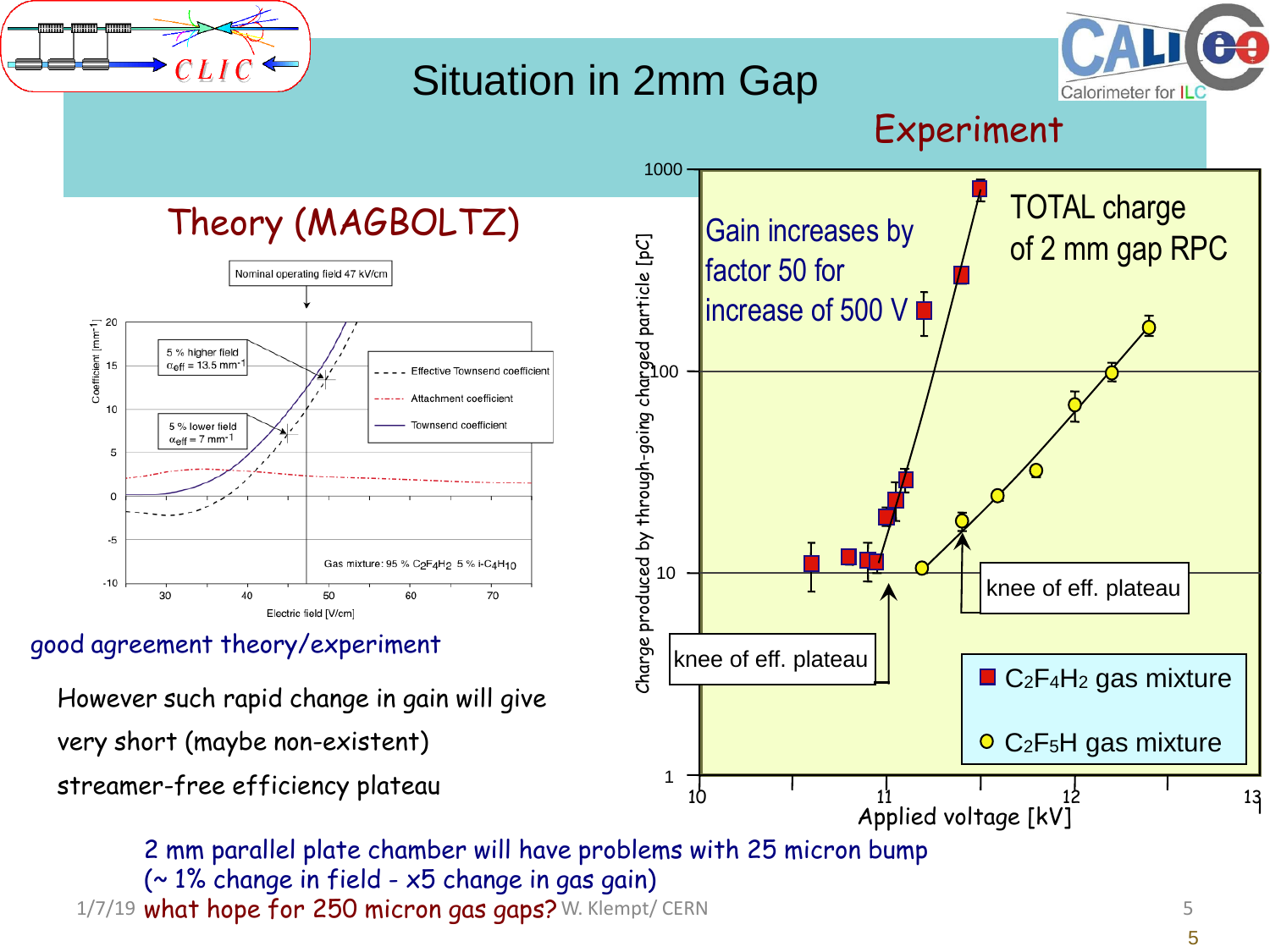# Situation in 2mm Gap

## Theory (MAGBOLTZ)

Nominal operating field 47 kV/cm

5 % higher field $\alpha_{eff}$ = 13.5 mm$^{-1}$

5 % lower field $\alpha_{eff}$ = 7 mm$^{-1}$

Effective Townsend coefficient

Attachment coefficient

Townsend coefficient

Gas mixture: 95 % $C_2F_4H_2$ 5 % i-$C_4H_{10}$

Coefficient [mm$^{-1}$]

Electric field [V/cm]

good agreement theory/experiment

However such rapid change in gain will give very short (maybe non-existent) streamer-free efficiency plateau

## Experiment

Gain increases by factor 50 for increase of 500 V

TOTAL charge of 2 mm gap RPC

knee of eff. plateau

knee of eff. plateau

$C_2F_4H_2$ gas mixture

$C_2F_5H$ gas mixture

Charge produced by through-going charged particle [pC]

Applied voltage [kV]

2 mm parallel plate chamber will have problems with 25 micron bump (~ 1% change in field - x5 change in gas gain)

what hope for 250 micron gas gaps?

1/7/19 W. Klempt/ CERN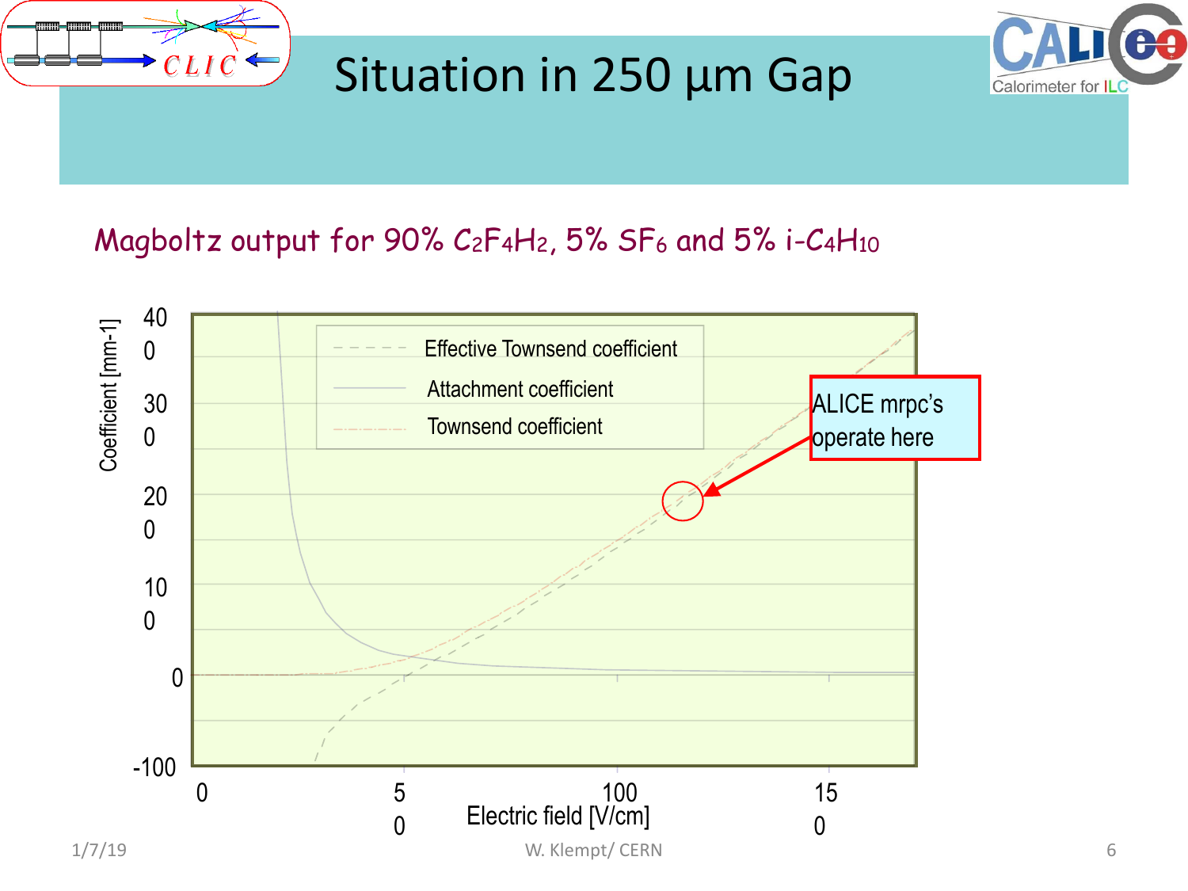# Situation in 250 μm Gap

Magboltz output for 90% $C_2F_4H_2$, 5% $SF_6$ and 5% $i\text{-}C_4H_{10}$

Coefficient [mm-1]

400

300

200

100

0

-100

Effective Townsend coefficient

Attachment coefficient

Townsend coefficient

ALICE mrpc's operate here

0 50 100 150

Electric field [V/cm]

1/7/19

W. Klempt/ CERN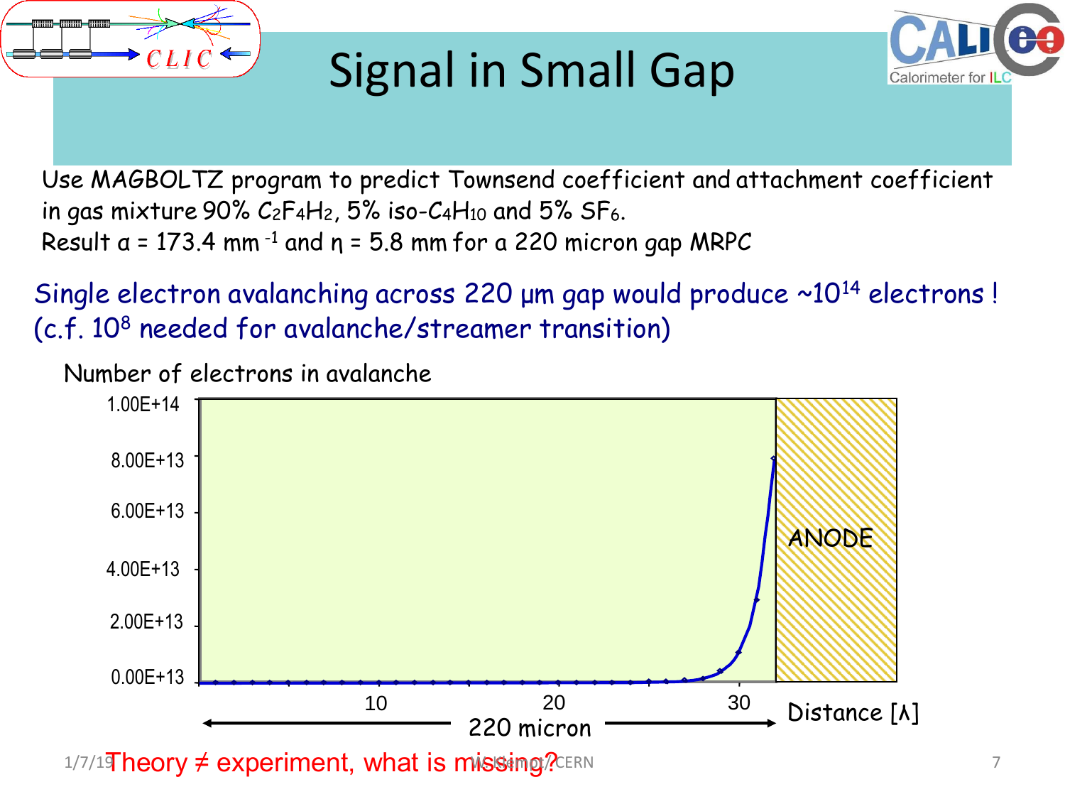# Signal in Small Gap

Use MAGBOLTZ program to predict Townsend coefficient and attachment coefficient in gas mixture 90% $C_2F_4H_2$, 5% iso-$C_4H_{10}$ and 5% $SF_6$.
Result $\alpha$ = 173.4 mm $^{-1}$ and $\eta$ = 5.8 mm for a 220 micron gap MRPC

Single electron avalanching across 220 μm gap would produce ~$10^{14}$ electrons !
(c.f. $10^8$ needed for avalanche/streamer transition)

Number of electrons in avalanche

1.00E+14
8.00E+13
6.00E+13
4.00E+13
2.00E+13
0.00E+13

ANODE

10 20 30 Distance [λ]

220 micron

Theory ≠ experiment, what is missing?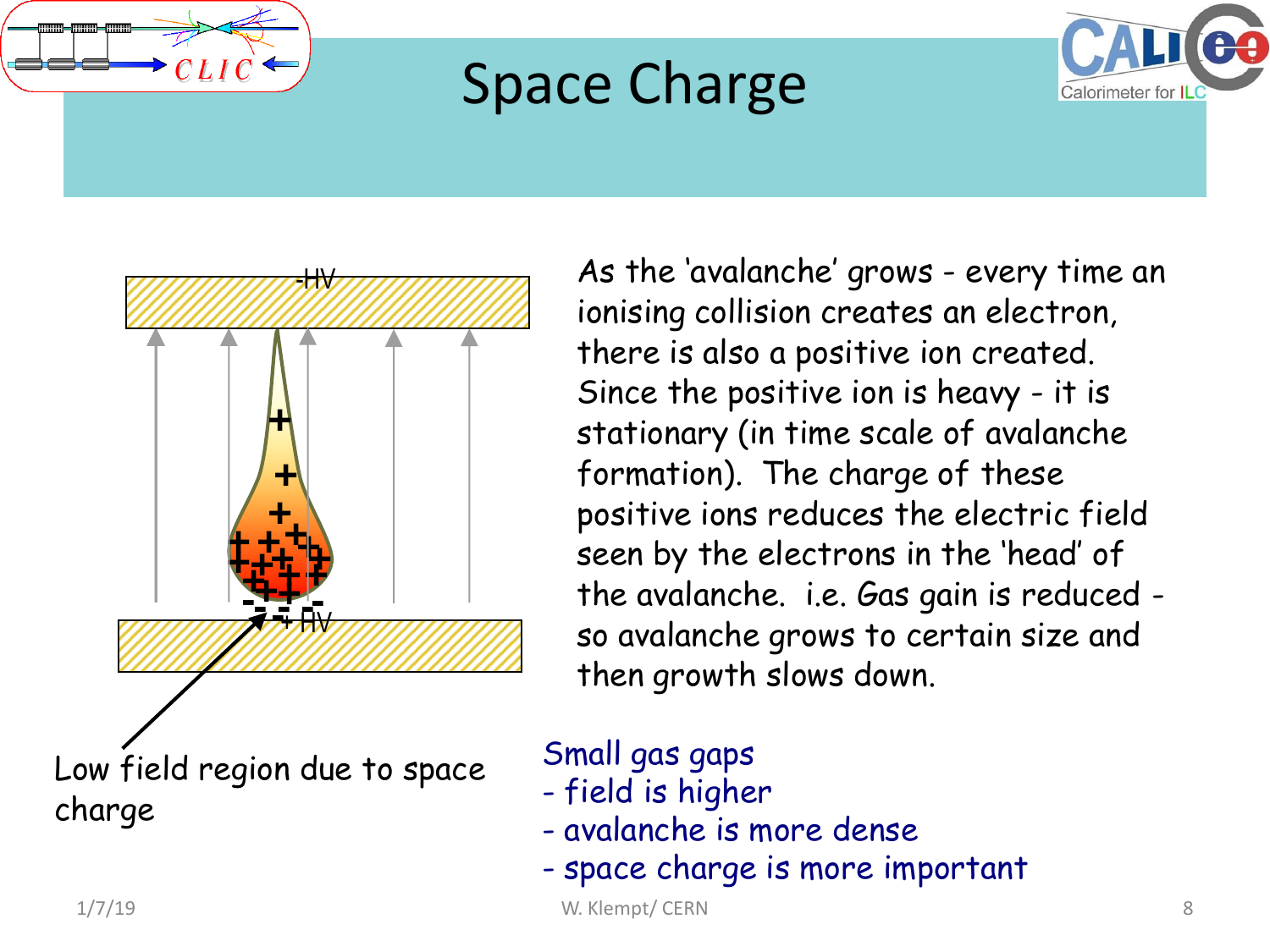# Space Charge

-HV

+HV

Low field region due to space charge

As the 'avalanche' grows - every time an ionising collision creates an electron, there is also a positive ion created. Since the positive ion is heavy - it is stationary (in time scale of avalanche formation). The charge of these positive ions reduces the electric field seen by the electrons in the 'head' of the avalanche. i.e. Gas gain is reduced - so avalanche grows to certain size and then growth slows down.

*Small gas gaps*
*- field is higher*
*- avalanche is more dense*
*- space charge is more important*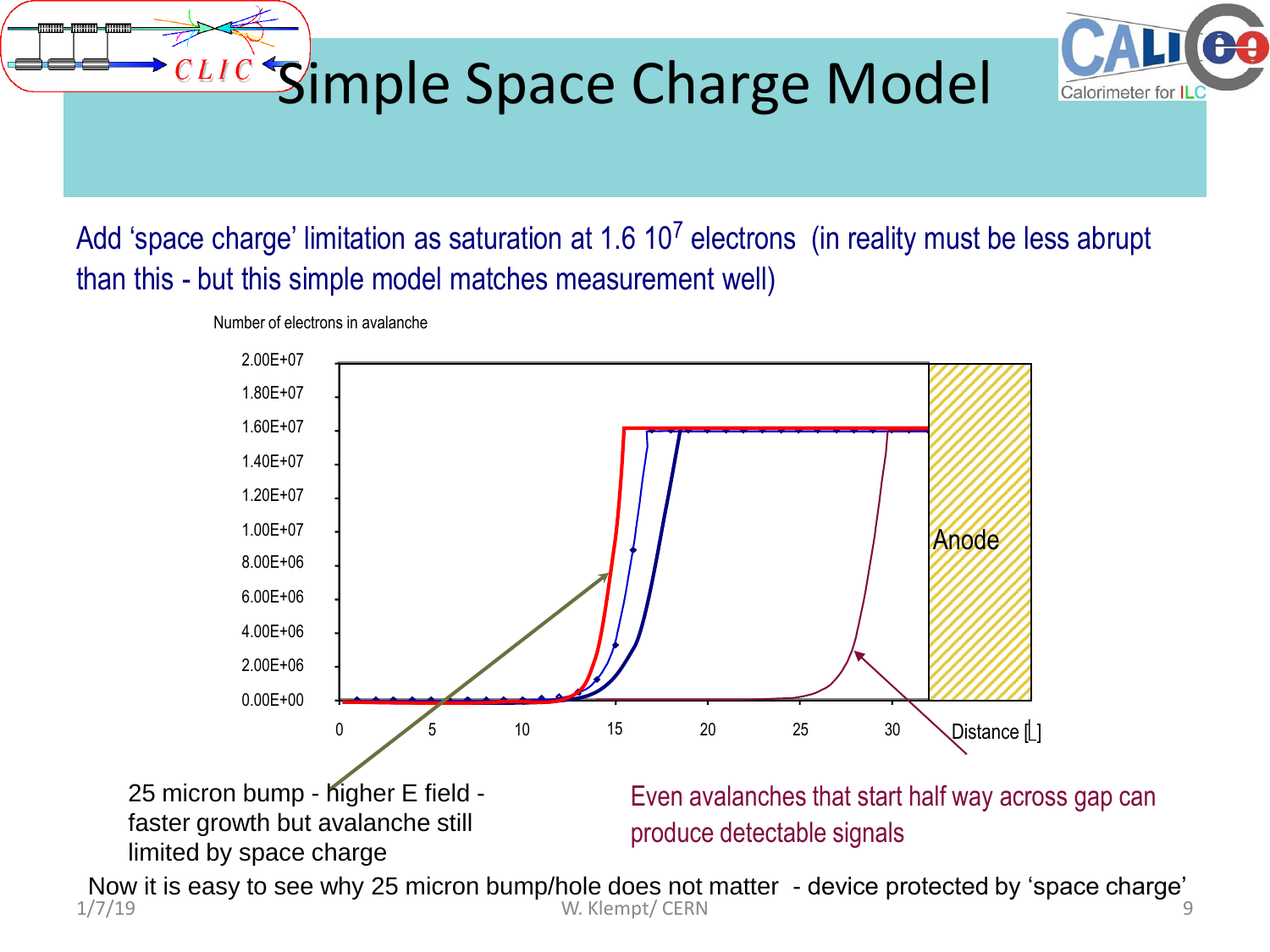# Simple Space Charge Model

Add 'space charge' limitation as saturation at 1.6 $10^7$ electrons (in reality must be less abrupt than this - but this simple model matches measurement well)

Number of electrons in avalanche

2.00E+07
1.80E+07
1.60E+07
1.40E+07
1.20E+07
1.00E+07
8.00E+06
6.00E+06
4.00E+06
2.00E+06
0.00E+00

0 5 10 15 20 25 30 Distance [L]

Anode

25 micron bump - higher E field - faster growth but avalanche still limited by space charge

Even avalanches that start half way across gap can produce detectable signals

Now it is easy to see why 25 micron bump/hole does not matter - device protected by 'space charge'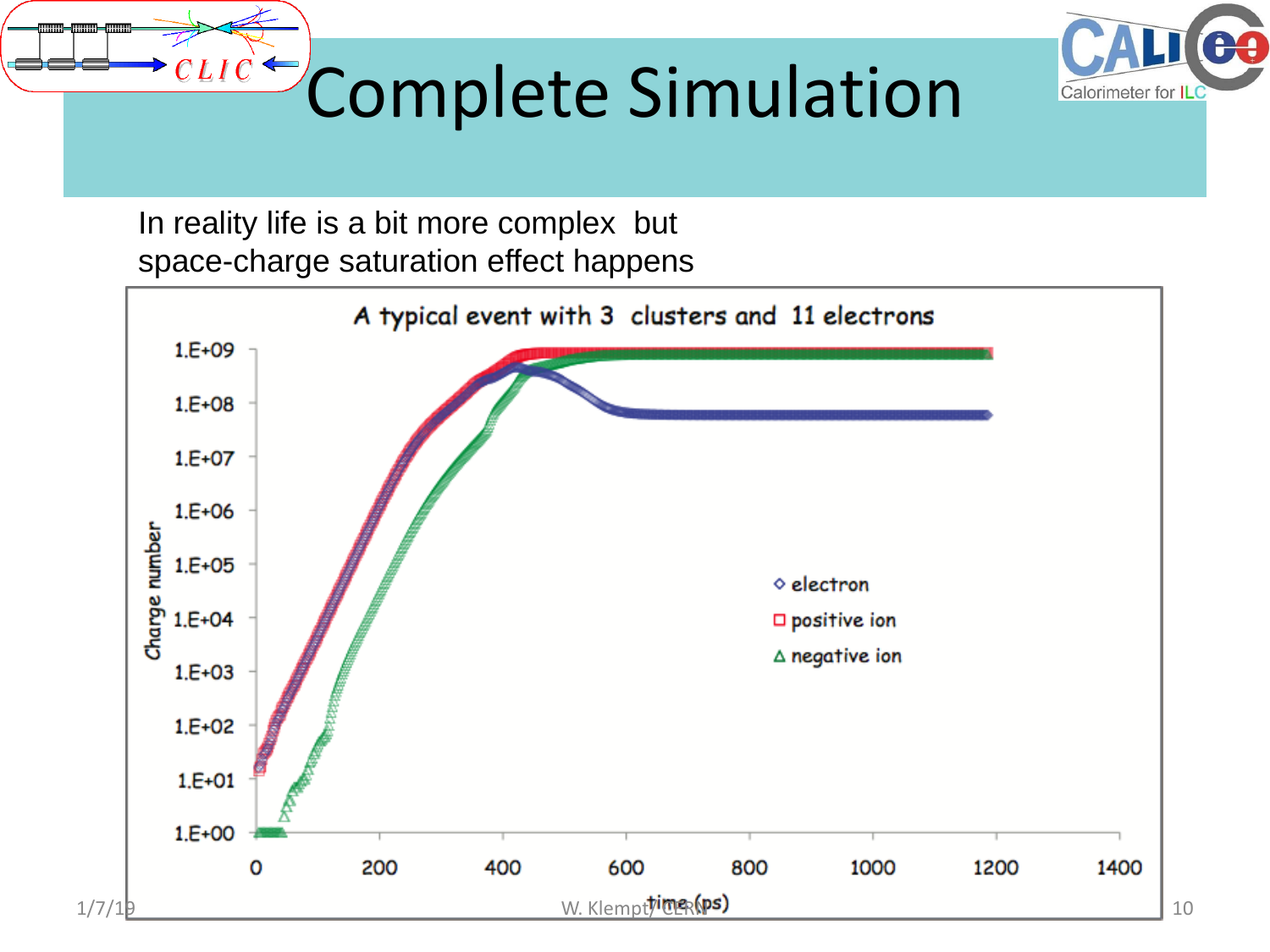# Complete Simulation

In reality life is a bit more complex but space-charge saturation effect happens

A typical event with 3 clusters and 11 electrons

Charge number: 1.E+00, 1.E+01, 1.E+02, 1.E+03, 1.E+04, 1.E+05, 1.E+06, 1.E+07, 1.E+08, 1.E+09

time (ps): 0, 200, 400, 600, 800, 1000, 1200, 1400

◇ electron
□ positive ion
△ negative ion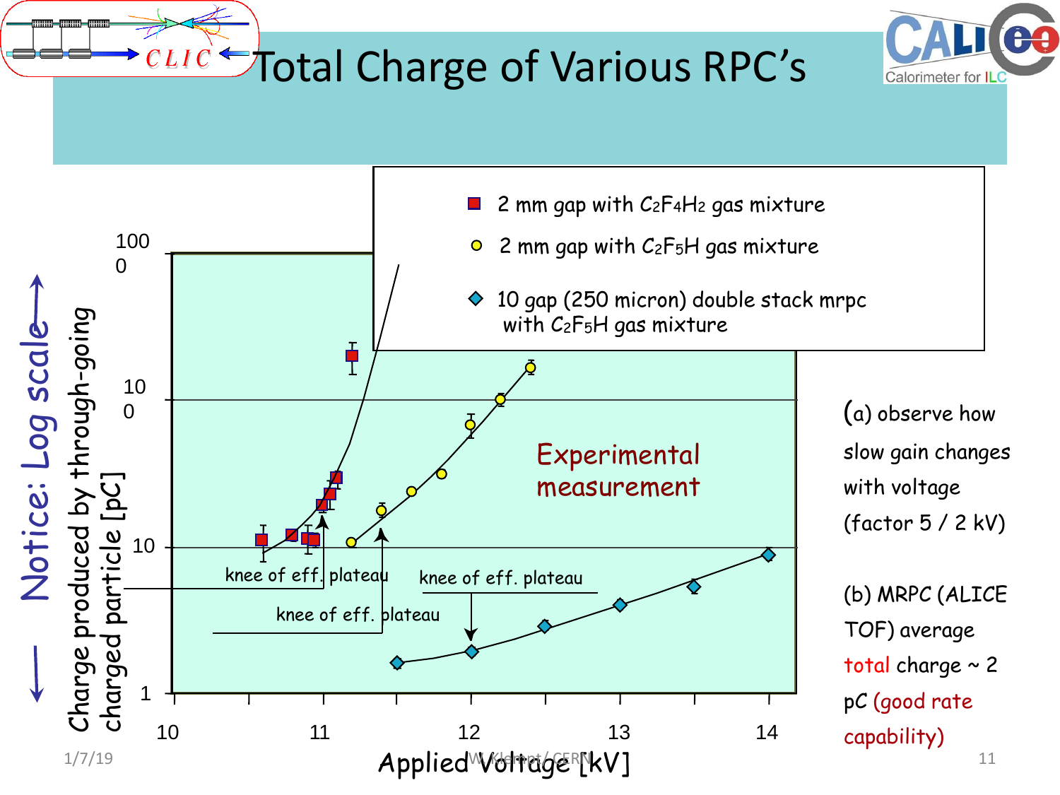# Total Charge of Various RPC's

Notice: Log scale

Charge produced by through-going charged particle [pC]

- 2 mm gap with $C_2F_4H_2$ gas mixture
- 2 mm gap with $C_2F_5H$ gas mixture
- 10 gap (250 micron) double stack mrpc with $C_2F_5H$ gas mixture

Experimental measurement

knee of eff. plateau

knee of eff. plateau

knee of eff. plateau

Applied Voltage [kV]

(a) observe how slow gain changes with voltage (factor 5 / 2 kV)

(b) MRPC (ALICE TOF) average total charge ~ 2 pC (good rate capability)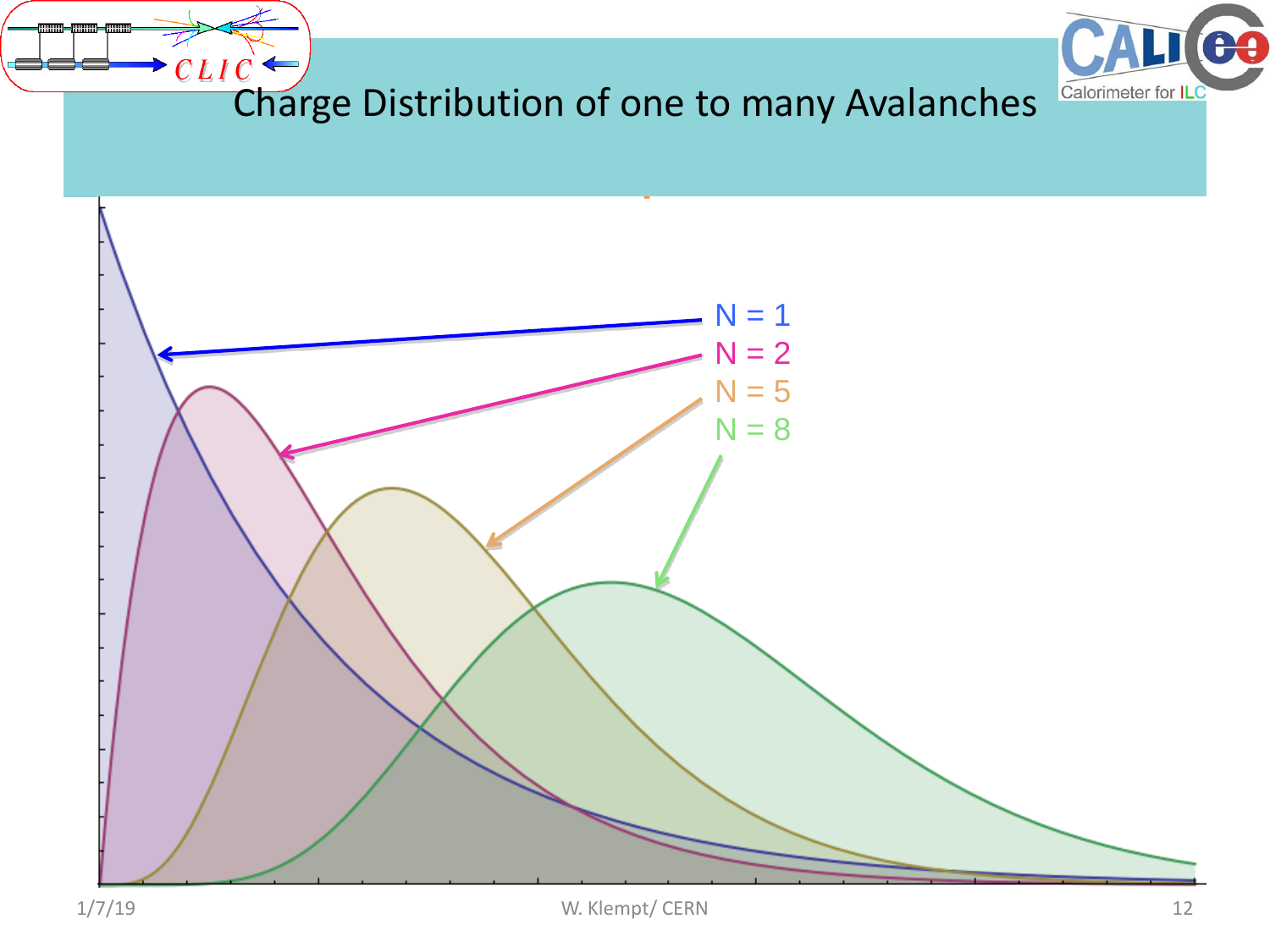# Charge Distribution of one to many Avalanches

N = 1

N = 2

N = 5

N = 8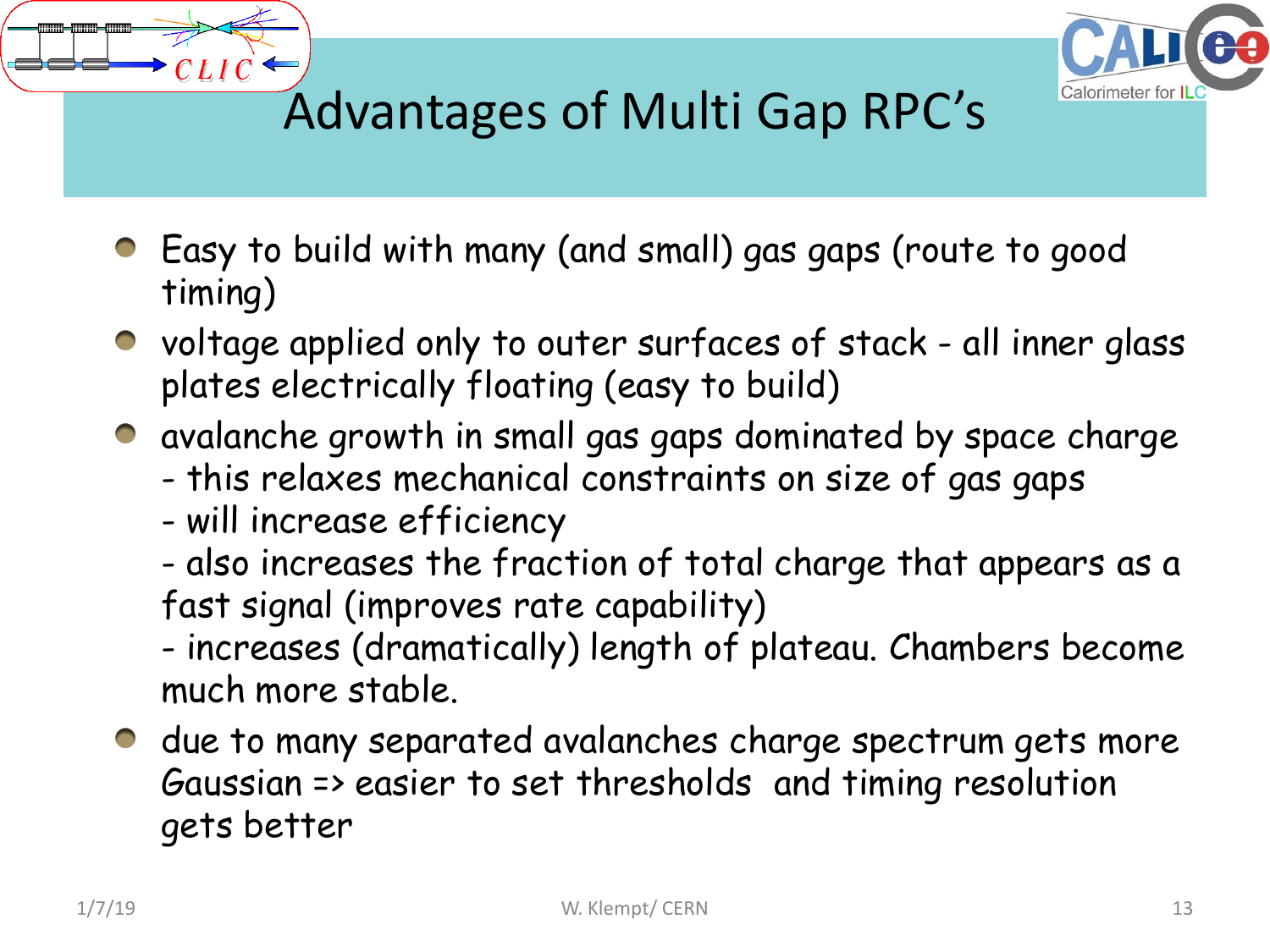# Advantages of Multi Gap RPC's

- Easy to build with many (and small) gas gaps (route to good timing)
- voltage applied only to outer surfaces of stack - all inner glass plates electrically floating (easy to build)
- avalanche growth in small gas gaps dominated by space charge
  - this relaxes mechanical constraints on size of gas gaps
  - will increase efficiency
  - also increases the fraction of total charge that appears as a fast signal (improves rate capability)
  - increases (dramatically) length of plateau. Chambers become much more stable.
- due to many separated avalanches charge spectrum gets more Gaussian => easier to set thresholds and timing resolution gets better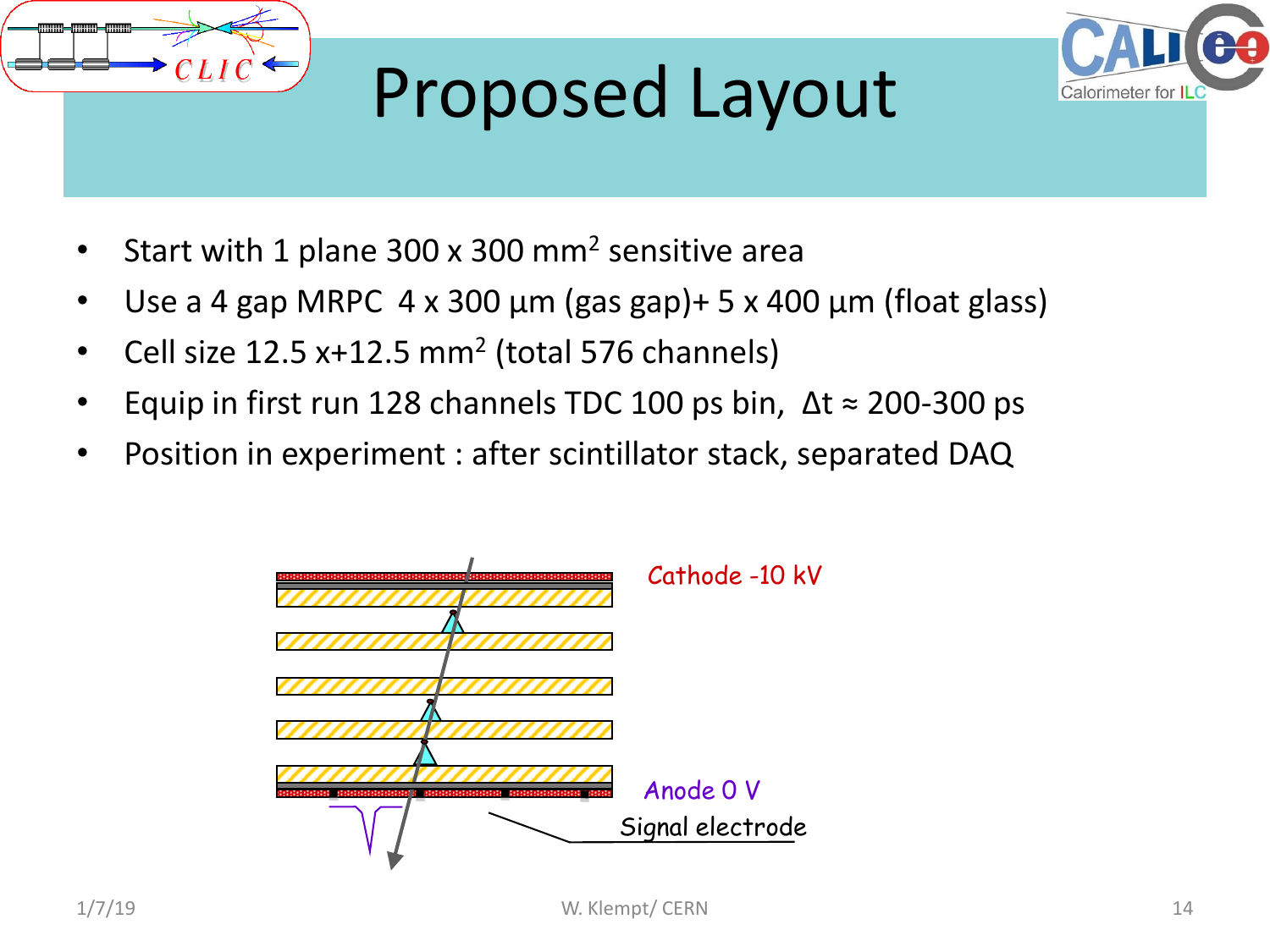# Proposed Layout

- Start with 1 plane 300 x 300 mm$^2$ sensitive area
- Use a 4 gap MRPC 4 x 300 µm (gas gap)+ 5 x 400 µm (float glass)
- Cell size 12.5 x+12.5 mm$^2$ (total 576 channels)
- Equip in first run 128 channels TDC 100 ps bin, $\Delta t \approx$ 200-300 ps
- Position in experiment : after scintillator stack, separated DAQ

Cathode -10 kV

Anode 0 V

Signal electrode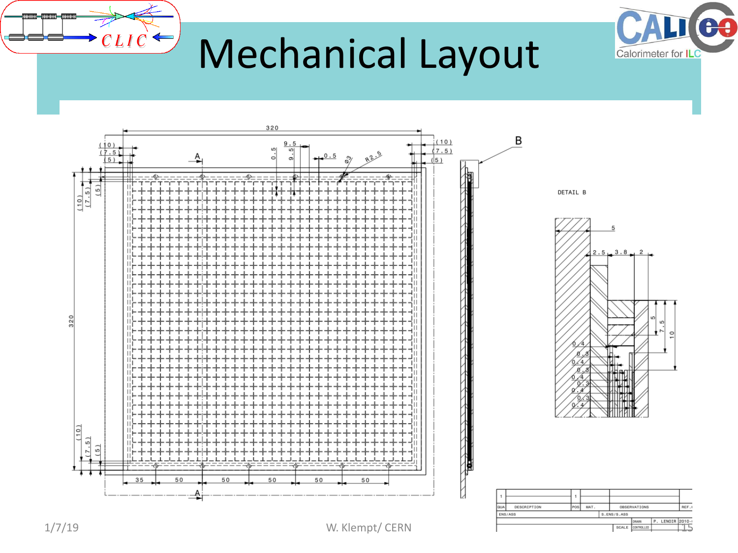# Mechanical Layout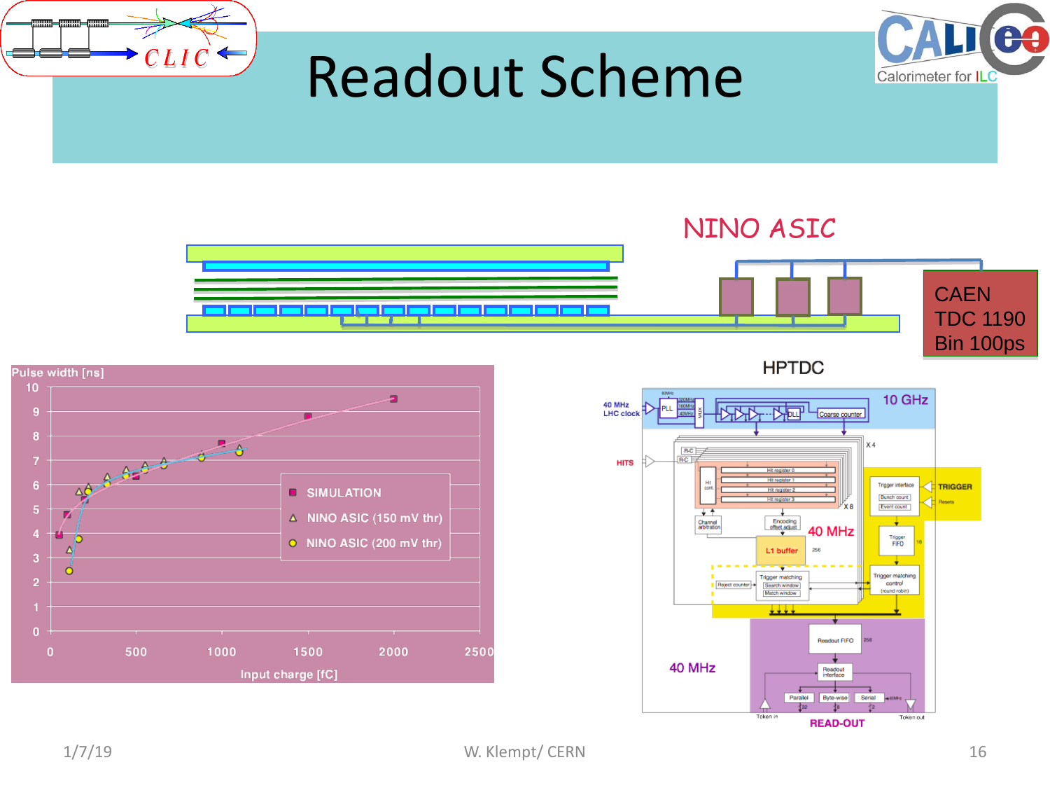# Readout Scheme

NINO ASIC

CAEN TDC 1190 Bin 100ps

HPTDC

Pulse width [ns]

- SIMULATION
- NINO ASIC (150 mV thr)
- NINO ASIC (200 mV thr)

Input charge [fC]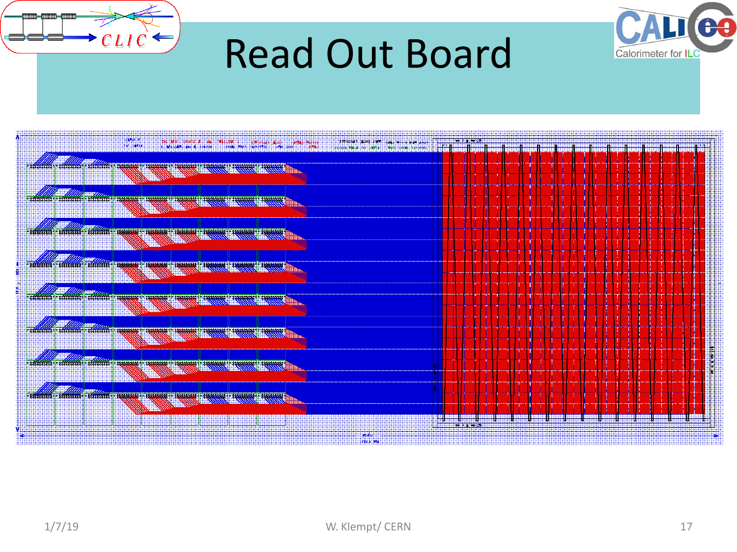# Read Out Board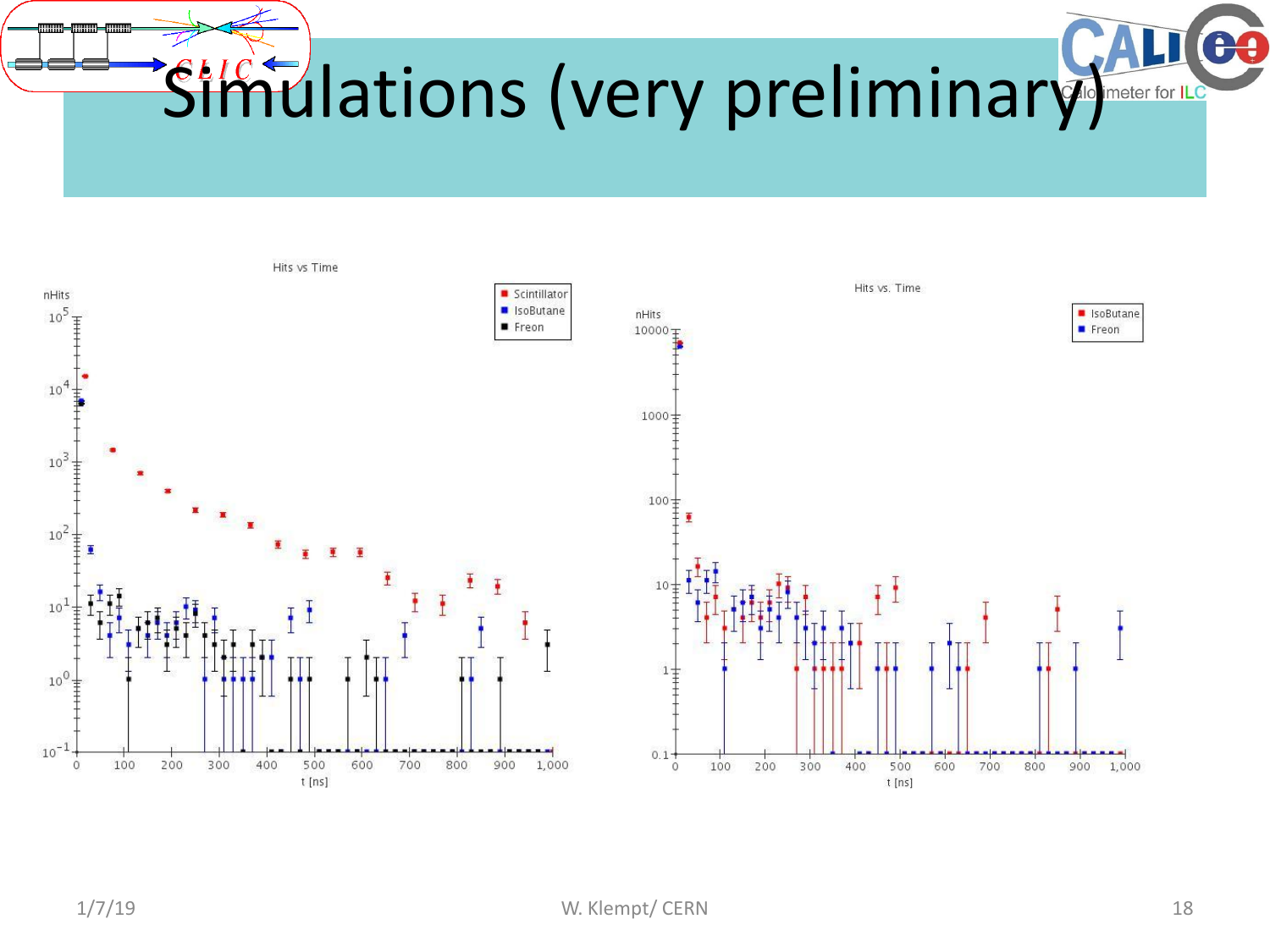# Simulations (very preliminary)

Hits vs Time

Hits vs. Time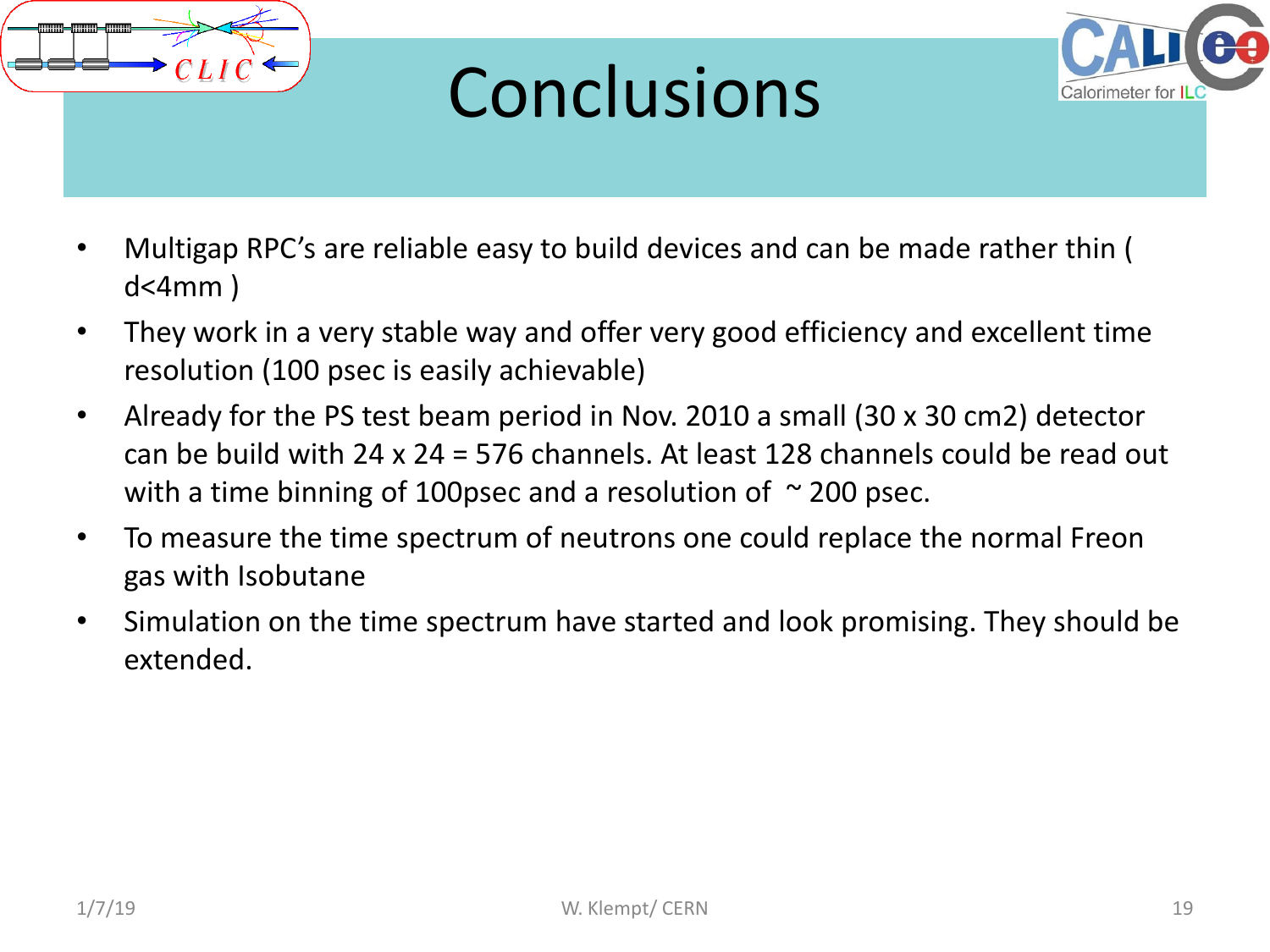# Conclusions

- Multigap RPC's are reliable easy to build devices and can be made rather thin ( d<4mm )
- They work in a very stable way and offer very good efficiency and excellent time resolution (100 psec is easily achievable)
- Already for the PS test beam period in Nov. 2010 a small (30 x 30 cm2) detector can be build with 24 x 24 = 576 channels. At least 128 channels could be read out with a time binning of 100psec and a resolution of ~ 200 psec.
- To measure the time spectrum of neutrons one could replace the normal Freon gas with Isobutane
- Simulation on the time spectrum have started and look promising. They should be extended.